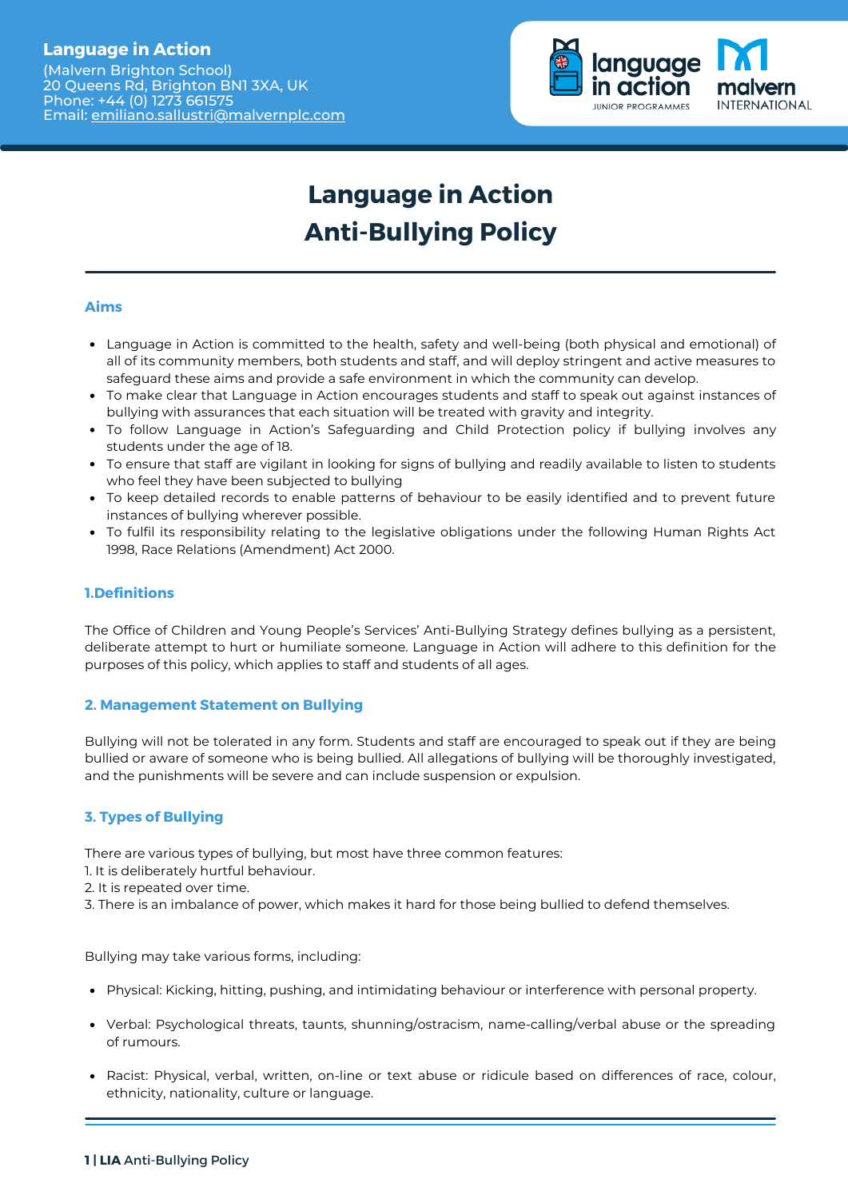**Language in Action**
(Malvern Brighton School)
20 Queens Rd, Brighton BN1 3XA, UK
Phone: +44 (0) 1273 661575
Email: emiliano.sallustri@malvernplc.com

# Language in Action
# Anti-Bullying Policy

## Aims

- Language in Action is committed to the health, safety and well-being (both physical and emotional) of all of its community members, both students and staff, and will deploy stringent and active measures to safeguard these aims and provide a safe environment in which the community can develop.
- To make clear that Language in Action encourages students and staff to speak out against instances of bullying with assurances that each situation will be treated with gravity and integrity.
- To follow Language in Action's Safeguarding and Child Protection policy if bullying involves any students under the age of 18.
- To ensure that staff are vigilant in looking for signs of bullying and readily available to listen to students who feel they have been subjected to bullying
- To keep detailed records to enable patterns of behaviour to be easily identified and to prevent future instances of bullying wherever possible.
- To fulfil its responsibility relating to the legislative obligations under the following Human Rights Act 1998, Race Relations (Amendment) Act 2000.

## 1.Definitions

The Office of Children and Young People's Services' Anti-Bullying Strategy defines bullying as a persistent, deliberate attempt to hurt or humiliate someone. Language in Action will adhere to this definition for the purposes of this policy, which applies to staff and students of all ages.

## 2. Management Statement on Bullying

Bullying will not be tolerated in any form. Students and staff are encouraged to speak out if they are being bullied or aware of someone who is being bullied. All allegations of bullying will be thoroughly investigated, and the punishments will be severe and can include suspension or expulsion.

## 3. Types of Bullying

There are various types of bullying, but most have three common features:
1. It is deliberately hurtful behaviour.
2. It is repeated over time.
3. There is an imbalance of power, which makes it hard for those being bullied to defend themselves.

Bullying may take various forms, including:

- Physical: Kicking, hitting, pushing, and intimidating behaviour or interference with personal property.
- Verbal: Psychological threats, taunts, shunning/ostracism, name-calling/verbal abuse or the spreading of rumours.
- Racist: Physical, verbal, written, on-line or text abuse or ridicule based on differences of race, colour, ethnicity, nationality, culture or language.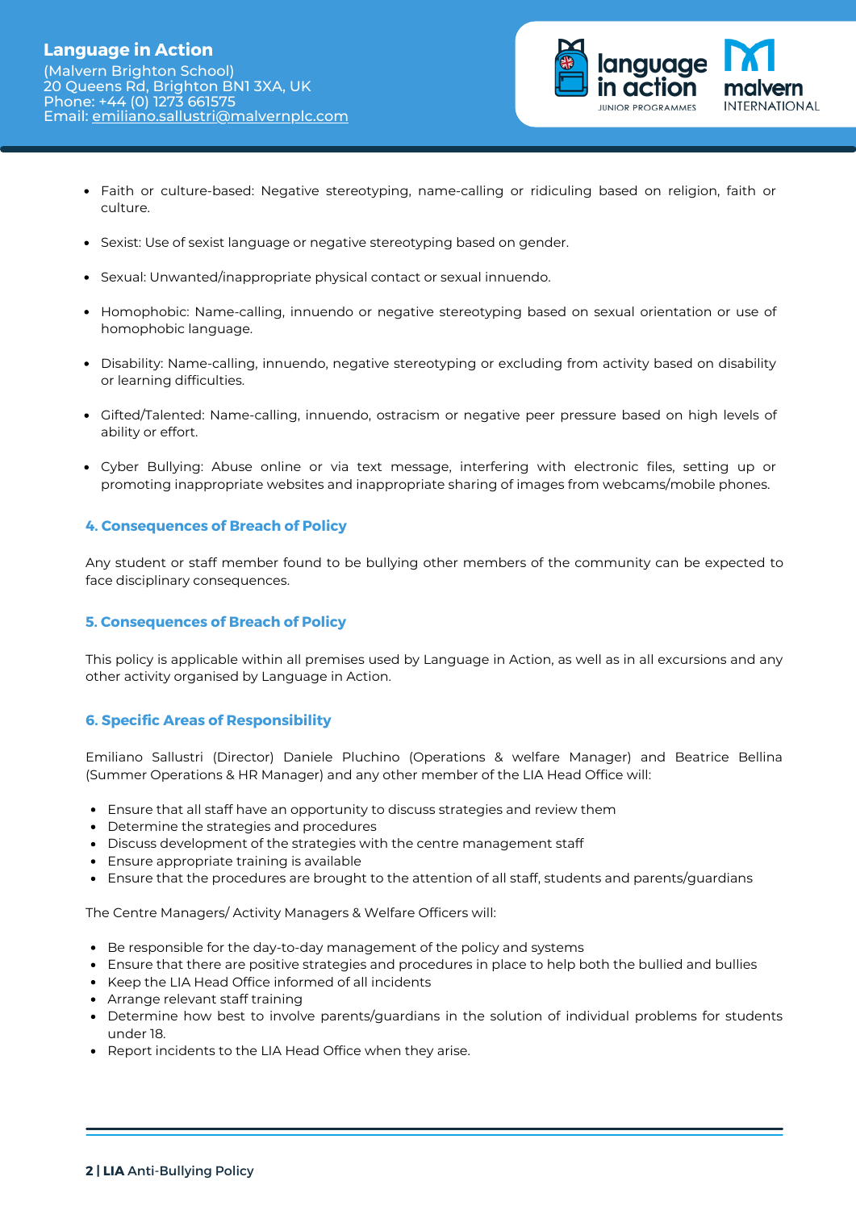- Faith or culture-based: Negative stereotyping, name-calling or ridiculing based on religion, faith or culture.
- Sexist: Use of sexist language or negative stereotyping based on gender.
- Sexual: Unwanted/inappropriate physical contact or sexual innuendo.
- Homophobic: Name-calling, innuendo or negative stereotyping based on sexual orientation or use of homophobic language.
- Disability: Name-calling, innuendo, negative stereotyping or excluding from activity based on disability or learning difficulties.
- Gifted/Talented: Name-calling, innuendo, ostracism or negative peer pressure based on high levels of ability or effort.
- Cyber Bullying: Abuse online or via text message, interfering with electronic files, setting up or promoting inappropriate websites and inappropriate sharing of images from webcams/mobile phones.

## 4. Consequences of Breach of Policy

Any student or staff member found to be bullying other members of the community can be expected to face disciplinary consequences.

## 5. Consequences of Breach of Policy

This policy is applicable within all premises used by Language in Action, as well as in all excursions and any other activity organised by Language in Action.

## 6. Specific Areas of Responsibility

Emiliano Sallustri (Director) Daniele Pluchino (Operations & welfare Manager) and Beatrice Bellina (Summer Operations & HR Manager) and any other member of the LIA Head Office will:

- Ensure that all staff have an opportunity to discuss strategies and review them
- Determine the strategies and procedures
- Discuss development of the strategies with the centre management staff
- Ensure appropriate training is available
- Ensure that the procedures are brought to the attention of all staff, students and parents/guardians

The Centre Managers/ Activity Managers & Welfare Officers will:

- Be responsible for the day-to-day management of the policy and systems
- Ensure that there are positive strategies and procedures in place to help both the bullied and bullies
- Keep the LIA Head Office informed of all incidents
- Arrange relevant staff training
- Determine how best to involve parents/guardians in the solution of individual problems for students under 18.
- Report incidents to the LIA Head Office when they arise.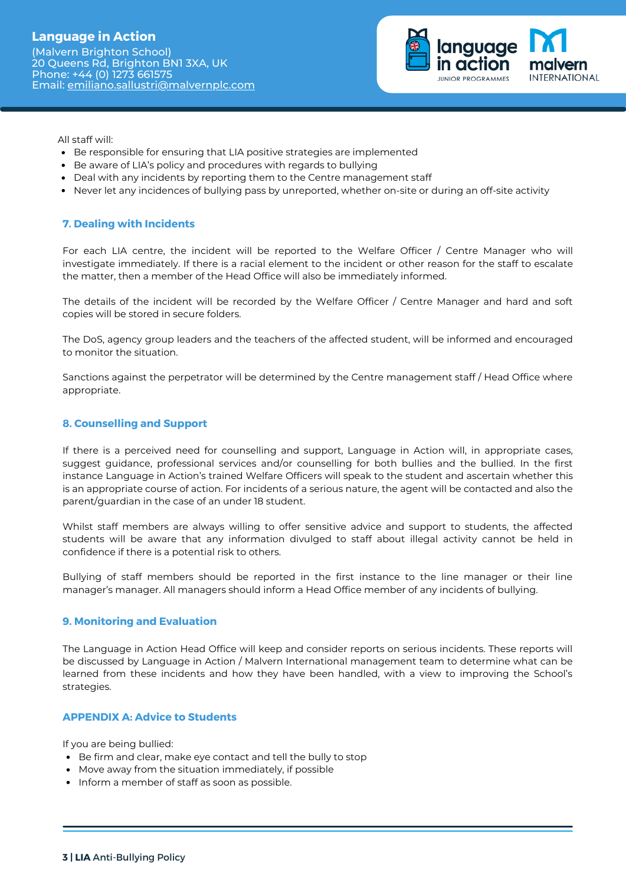All staff will:

- Be responsible for ensuring that LIA positive strategies are implemented
- Be aware of LIA's policy and procedures with regards to bullying
- Deal with any incidents by reporting them to the Centre management staff
- Never let any incidences of bullying pass by unreported, whether on-site or during an off-site activity

## 7. Dealing with Incidents

For each LIA centre, the incident will be reported to the Welfare Officer / Centre Manager who will investigate immediately. If there is a racial element to the incident or other reason for the staff to escalate the matter, then a member of the Head Office will also be immediately informed.

The details of the incident will be recorded by the Welfare Officer / Centre Manager and hard and soft copies will be stored in secure folders.

The DoS, agency group leaders and the teachers of the affected student, will be informed and encouraged to monitor the situation.

Sanctions against the perpetrator will be determined by the Centre management staff / Head Office where appropriate.

## 8. Counselling and Support

If there is a perceived need for counselling and support, Language in Action will, in appropriate cases, suggest guidance, professional services and/or counselling for both bullies and the bullied. In the first instance Language in Action's trained Welfare Officers will speak to the student and ascertain whether this is an appropriate course of action. For incidents of a serious nature, the agent will be contacted and also the parent/guardian in the case of an under 18 student.

Whilst staff members are always willing to offer sensitive advice and support to students, the affected students will be aware that any information divulged to staff about illegal activity cannot be held in confidence if there is a potential risk to others.

Bullying of staff members should be reported in the first instance to the line manager or their line manager's manager. All managers should inform a Head Office member of any incidents of bullying.

## 9. Monitoring and Evaluation

The Language in Action Head Office will keep and consider reports on serious incidents. These reports will be discussed by Language in Action / Malvern International management team to determine what can be learned from these incidents and how they have been handled, with a view to improving the School's strategies.

## APPENDIX A: Advice to Students

If you are being bullied:

- Be firm and clear, make eye contact and tell the bully to stop
- Move away from the situation immediately, if possible
- Inform a member of staff as soon as possible.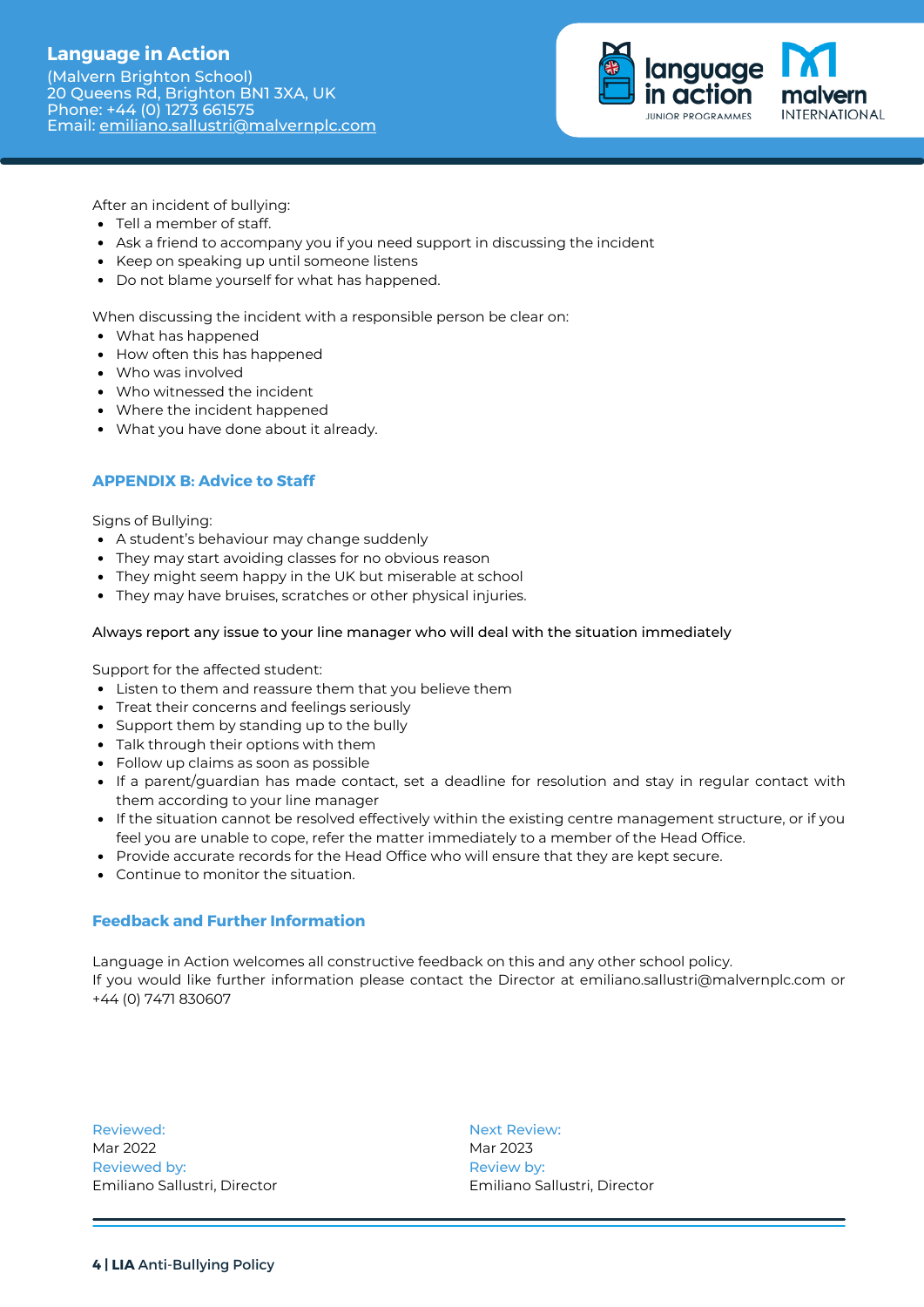After an incident of bullying:

- Tell a member of staff.
- Ask a friend to accompany you if you need support in discussing the incident
- Keep on speaking up until someone listens
- Do not blame yourself for what has happened.

When discussing the incident with a responsible person be clear on:

- What has happened
- How often this has happened
- Who was involved
- Who witnessed the incident
- Where the incident happened
- What you have done about it already.

## APPENDIX B: Advice to Staff

Signs of Bullying:

- A student's behaviour may change suddenly
- They may start avoiding classes for no obvious reason
- They might seem happy in the UK but miserable at school
- They may have bruises, scratches or other physical injuries.

Always report any issue to your line manager who will deal with the situation immediately

Support for the affected student:

- Listen to them and reassure them that you believe them
- Treat their concerns and feelings seriously
- Support them by standing up to the bully
- Talk through their options with them
- Follow up claims as soon as possible
- If a parent/guardian has made contact, set a deadline for resolution and stay in regular contact with them according to your line manager
- If the situation cannot be resolved effectively within the existing centre management structure, or if you feel you are unable to cope, refer the matter immediately to a member of the Head Office.
- Provide accurate records for the Head Office who will ensure that they are kept secure.
- Continue to monitor the situation.

## Feedback and Further Information

Language in Action welcomes all constructive feedback on this and any other school policy.
If you would like further information please contact the Director at emiliano.sallustri@malvernplc.com or +44 (0) 7471 830607

Reviewed:
Mar 2022
Reviewed by:
Emiliano Sallustri, Director

Next Review:
Mar 2023
Review by:
Emiliano Sallustri, Director